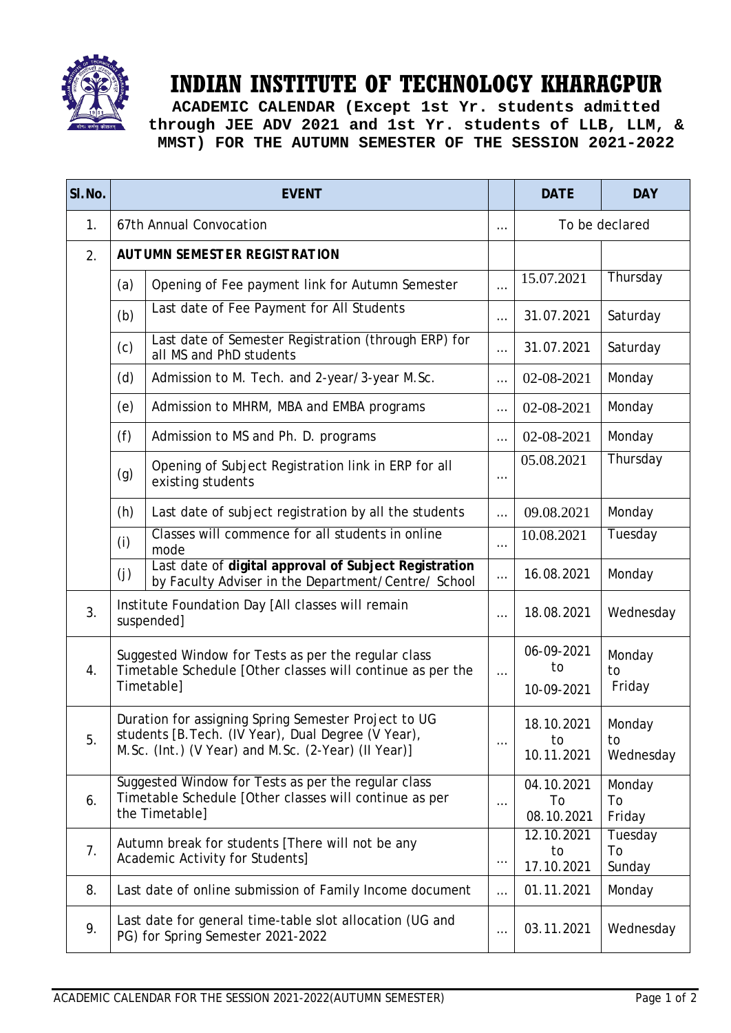# INDIAN INSTITUTE OF TECHNOLOGY KHARAGPUR

**ACADEMIC CALENDAR (Except 1st Yr. students admitted through JEE ADV 2021 and 1st Yr. students of LLB, LLM, & MMST) FOR THE AUTUMN SEMESTER OF THE SESSION 2021-2022**

| Sl.No. | EVENT | | | DATE | DAY |
|---|---|---|---|---|---|
| 1. | 67th Annual Convocation | | … | To be declared | |
| 2. | **AUTUMN SEMESTER REGISTRATION** | | | | |
| | (a) | Opening of Fee payment link for Autumn Semester | … | 15.07.2021 | Thursday |
| | (b) | Last date of Fee Payment for All Students | … | 31.07.2021 | Saturday |
| | (c) | Last date of Semester Registration (through ERP) for all MS and PhD students | … | 31.07.2021 | Saturday |
| | (d) | Admission to M. Tech. and 2-year/3-year M.Sc. | … | 02-08-2021 | Monday |
| | (e) | Admission to MHRM, MBA and EMBA programs | … | 02-08-2021 | Monday |
| | (f) | Admission to MS and Ph. D. programs | … | 02-08-2021 | Monday |
| | (g) | Opening of Subject Registration link in ERP for all existing students | … | 05.08.2021 | Thursday |
| | (h) | Last date of subject registration by all the students | … | 09.08.2021 | Monday |
| | (i) | Classes will commence for all students in online mode | … | 10.08.2021 | Tuesday |
| | (j) | Last date of **digital approval of Subject Registration** by Faculty Adviser in the Department/Centre/ School | … | 16.08.2021 | Monday |
| 3. | Institute Foundation Day [All classes will remain suspended] | | … | 18.08.2021 | Wednesday |
| 4. | Suggested Window for Tests as per the regular class Timetable Schedule [Other classes will continue as per the Timetable] | | … | 06-09-2021 to 10-09-2021 | Monday to Friday |
| 5. | Duration for assigning Spring Semester Project to UG students [B.Tech. (IV Year), Dual Degree (V Year), M.Sc. (Int.) (V Year) and M.Sc. (2-Year) (II Year)] | | … | 18.10.2021 to 10.11.2021 | Monday to Wednesday |
| 6. | Suggested Window for Tests as per the regular class Timetable Schedule [Other classes will continue as per the Timetable] | | … | 04.10.2021 To 08.10.2021 | Monday To Friday |
| 7. | Autumn break for students [There will not be any Academic Activity for Students] | | … | 12.10.2021 to 17.10.2021 | Tuesday To Sunday |
| 8. | Last date of online submission of Family Income document | | … | 01.11.2021 | Monday |
| 9. | Last date for general time-table slot allocation (UG and PG) for Spring Semester 2021-2022 | | … | 03.11.2021 | Wednesday |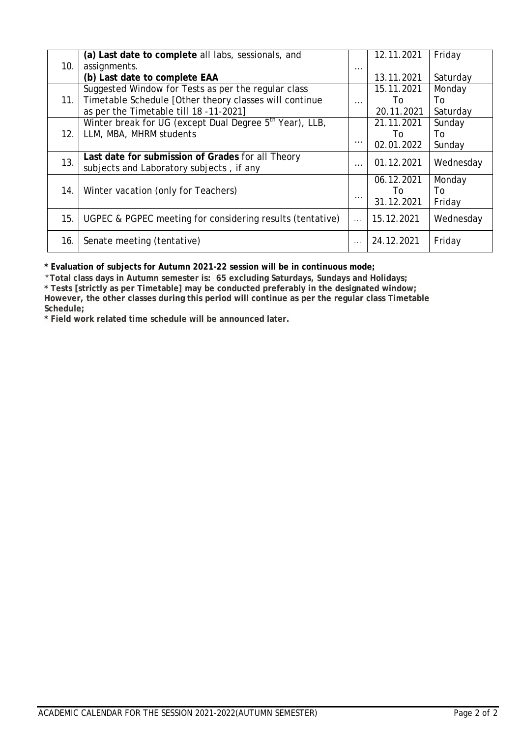| | | | | |
|---|---|---|---|---|
| 10. | **(a) Last date to complete** all labs, sessionals, and assignments.<br>**(b) Last date to complete EAA** | … | 12.11.2021<br>13.11.2021 | Friday<br>Saturday |
| 11. | Suggested Window for Tests as per the regular class Timetable Schedule [Other theory classes will continue as per the Timetable till 18 -11-2021] | … | 15.11.2021<br>To<br>20.11.2021 | Monday<br>To<br>Saturday |
| 12. | Winter break for UG (except Dual Degree 5th Year), LLB, LLM, MBA, MHRM students | … | 21.11.2021<br>To<br>02.01.2022 | Sunday<br>To<br>Sunday |
| 13. | **Last date for submission of Grades** for all Theory subjects and Laboratory subjects , if any | … | 01.12.2021 | Wednesday |
| 14. | Winter vacation (only for Teachers) | … | 06.12.2021<br>To<br>31.12.2021 | Monday<br>To<br>Friday |
| 15. | UGPEC & PGPEC meeting for considering results (tentative) | … | 15.12.2021 | Wednesday |
| 16. | Senate meeting (tentative) | … | 24.12.2021 | Friday |

**\* Evaluation of subjects for Autumn 2021-22 session will be in continuous mode;**

**\*Total class days in Autumn semester is: 65 excluding Saturdays, Sundays and Holidays;**

**\* Tests [strictly as per Timetable] may be conducted preferably in the designated window; However, the other classes during this period will continue as per the regular class Timetable Schedule;**

**\* Field work related time schedule will be announced later.**